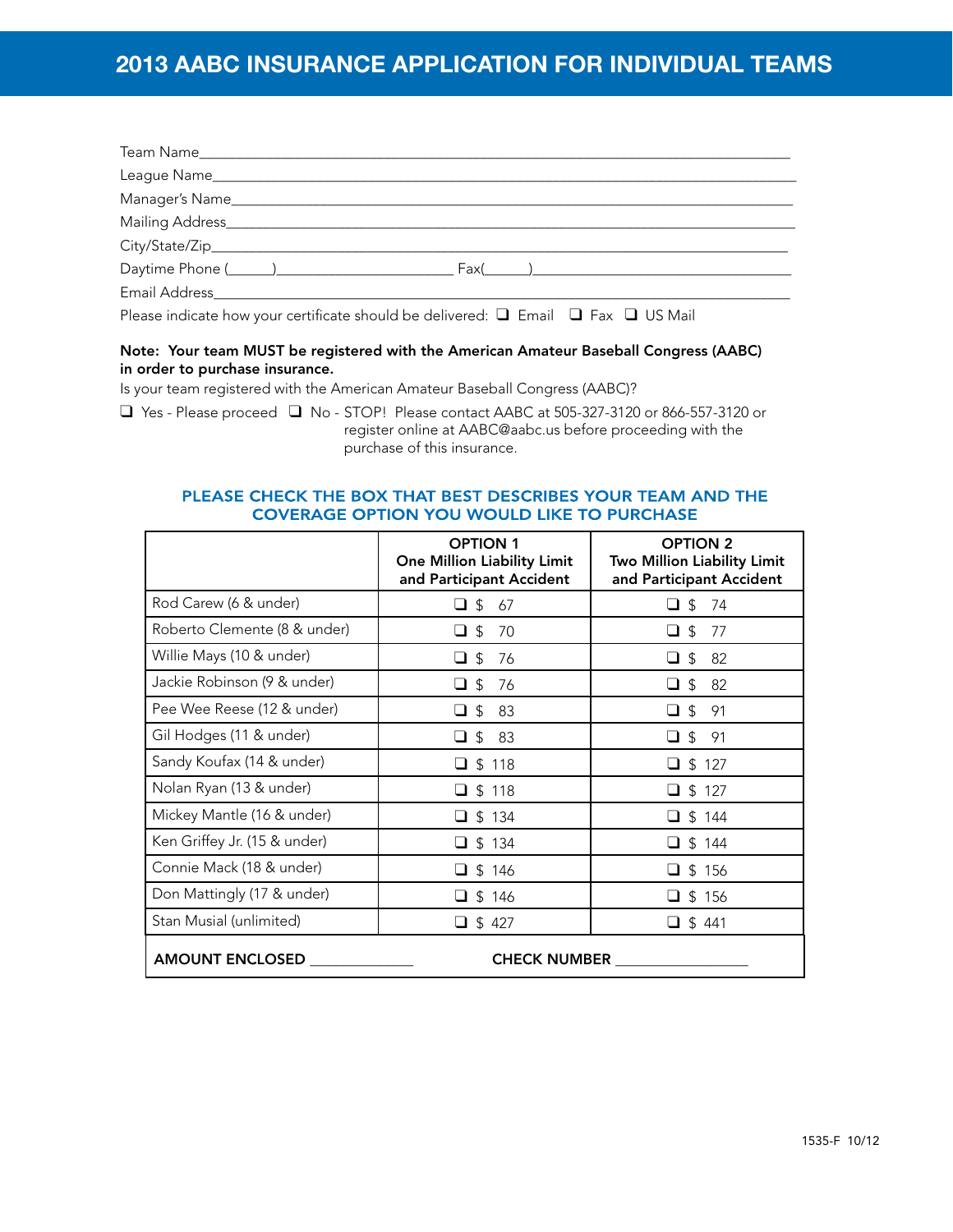# 2013 AABC INSURANCE APPLICATION FOR INDIVIDUAL TEAMS

Team Name_______________________________________________

League Name_______________________________________________

Manager's Name_______________________________________________

Mailing Address_______________________________________________

City/State/Zip_______________________________________________

Daytime Phone (______)______________________ Fax(______)_________________________

Email Address_______________________________________________

Please indicate how your certificate should be delivered: ❑ Email ❑ Fax ❑ US Mail

**Note: Your team MUST be registered with the American Amateur Baseball Congress (AABC) in order to purchase insurance.**

Is your team registered with the American Amateur Baseball Congress (AABC)?

❑ Yes - Please proceed ❑ No - STOP! Please contact AABC at 505-327-3120 or 866-557-3120 or register online at AABC@aabc.us before proceeding with the purchase of this insurance.

## PLEASE CHECK THE BOX THAT BEST DESCRIBES YOUR TEAM AND THE COVERAGE OPTION YOU WOULD LIKE TO PURCHASE

| | **OPTION 1** **One Million Liability Limit and Participant Accident** | **OPTION 2** **Two Million Liability Limit and Participant Accident** |
|---|---|---|
| Rod Carew (6 & under) | ❑ $ 67 | ❑ $ 74 |
| Roberto Clemente (8 & under) | ❑ $ 70 | ❑ $ 77 |
| Willie Mays (10 & under) | ❑ $ 76 | ❑ $ 82 |
| Jackie Robinson (9 & under) | ❑ $ 76 | ❑ $ 82 |
| Pee Wee Reese (12 & under) | ❑ $ 83 | ❑ $ 91 |
| Gil Hodges (11 & under) | ❑ $ 83 | ❑ $ 91 |
| Sandy Koufax (14 & under) | ❑ $ 118 | ❑ $ 127 |
| Nolan Ryan (13 & under) | ❑ $ 118 | ❑ $ 127 |
| Mickey Mantle (16 & under) | ❑ $ 134 | ❑ $ 144 |
| Ken Griffey Jr. (15 & under) | ❑ $ 134 | ❑ $ 144 |
| Connie Mack (18 & under) | ❑ $ 146 | ❑ $ 156 |
| Don Mattingly (17 & under) | ❑ $ 146 | ❑ $ 156 |
| Stan Musial (unlimited) | ❑ $ 427 | ❑ $ 441 |

**AMOUNT ENCLOSED** _____________ **CHECK NUMBER** ________________

1535-F 10/12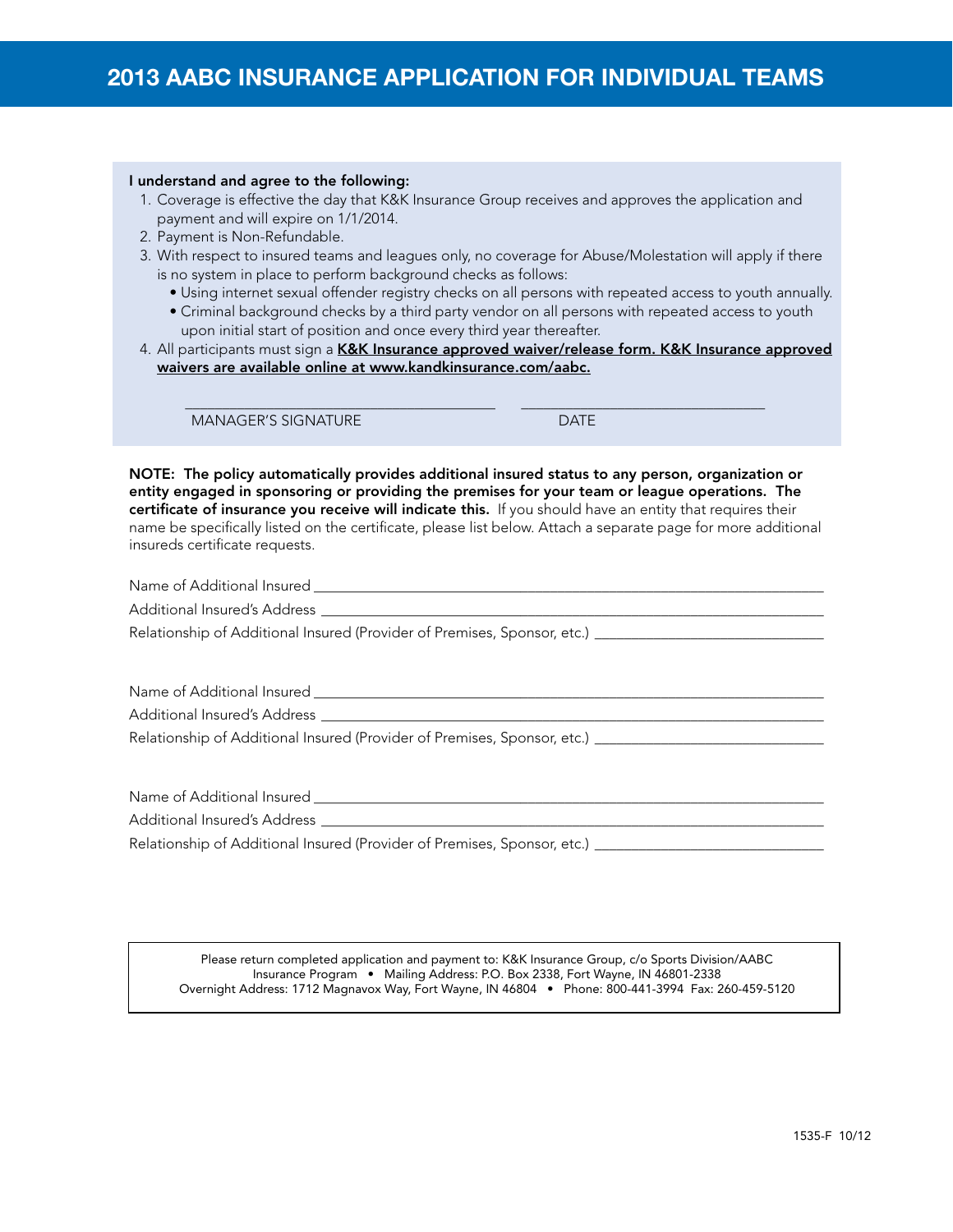# 2013 AABC INSURANCE APPLICATION FOR INDIVIDUAL TEAMS

**I understand and agree to the following:**

1. Coverage is effective the day that K&K Insurance Group receives and approves the application and payment and will expire on 1/1/2014.
2. Payment is Non-Refundable.
3. With respect to insured teams and leagues only, no coverage for Abuse/Molestation will apply if there is no system in place to perform background checks as follows:
   - Using internet sexual offender registry checks on all persons with repeated access to youth annually.
   - Criminal background checks by a third party vendor on all persons with repeated access to youth upon initial start of position and once every third year thereafter.
4. All participants must sign a **K&K Insurance approved waiver/release form. K&K Insurance approved waivers are available online at www.kandkinsurance.com/aabc.**

_______________________________________ _______________________________

MANAGER'S SIGNATURE DATE

**NOTE: The policy automatically provides additional insured status to any person, organization or entity engaged in sponsoring or providing the premises for your team or league operations. The certificate of insurance you receive will indicate this.** If you should have an entity that requires their name be specifically listed on the certificate, please list below. Attach a separate page for more additional insureds certificate requests.

Name of Additional Insured _______________________________________________

Additional Insured's Address _______________________________________________

Relationship of Additional Insured (Provider of Premises, Sponsor, etc.) _______________________

Name of Additional Insured _______________________________________________

Additional Insured's Address _______________________________________________

Relationship of Additional Insured (Provider of Premises, Sponsor, etc.) _______________________

Name of Additional Insured _______________________________________________

Additional Insured's Address _______________________________________________

Relationship of Additional Insured (Provider of Premises, Sponsor, etc.) _______________________

Please return completed application and payment to: K&K Insurance Group, c/o Sports Division/AABC Insurance Program • Mailing Address: P.O. Box 2338, Fort Wayne, IN 46801-2338
Overnight Address: 1712 Magnavox Way, Fort Wayne, IN 46804 • Phone: 800-441-3994 Fax: 260-459-5120

1535-F 10/12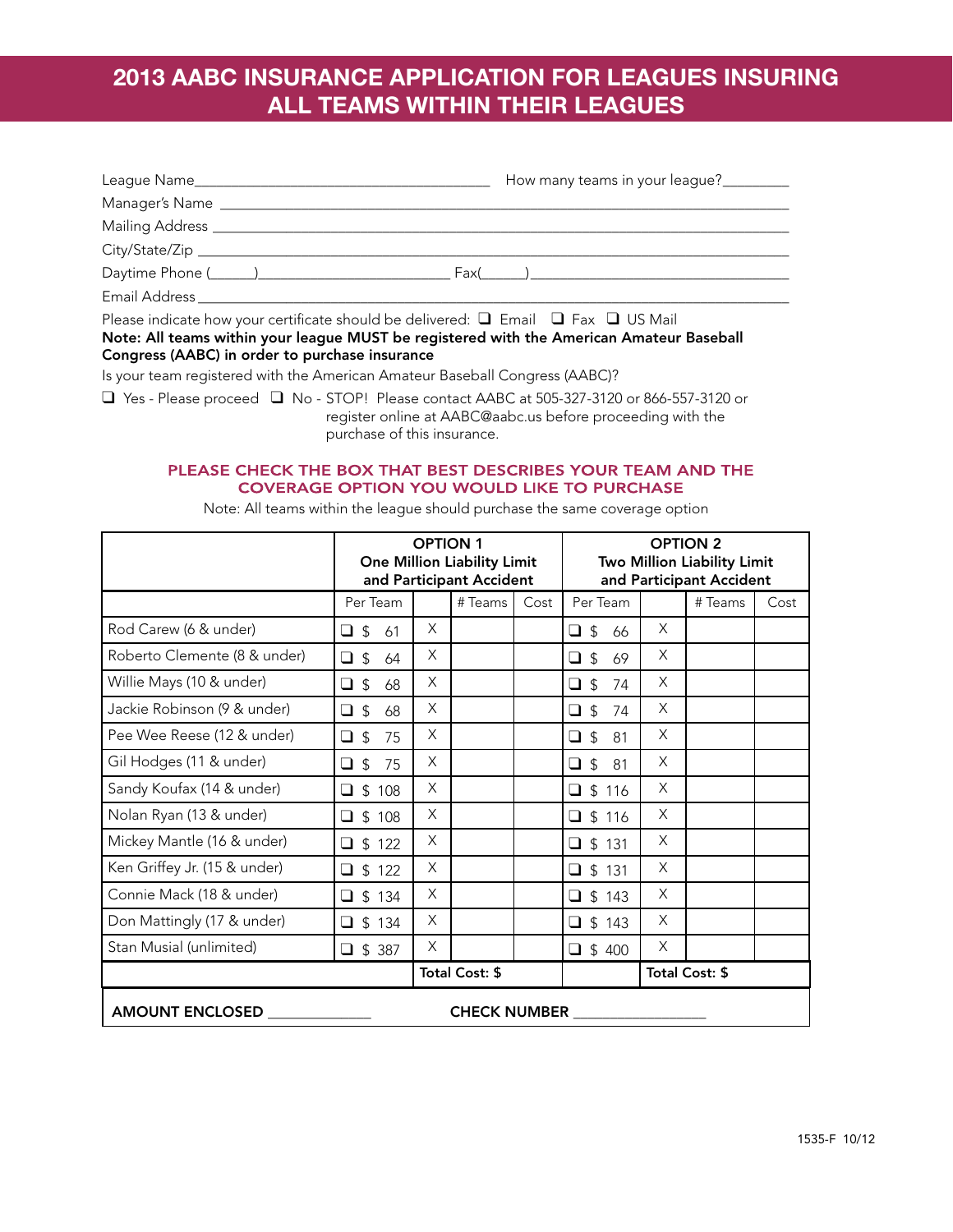# 2013 AABC INSURANCE APPLICATION FOR LEAGUES INSURING ALL TEAMS WITHIN THEIR LEAGUES

League Name_______________________________________ How many teams in your league?_________

Manager's Name ____________________________________________________________________________

Mailing Address ____________________________________________________________________________

City/State/Zip ______________________________________________________________________________

Daytime Phone (______)_________________________ Fax(______)__________________________________

Email Address ______________________________________________________________________________

Please indicate how your certificate should be delivered: ❑ Email ❑ Fax ❑ US Mail

**Note: All teams within your league MUST be registered with the American Amateur Baseball Congress (AABC) in order to purchase insurance**

Is your team registered with the American Amateur Baseball Congress (AABC)?

❑ Yes - Please proceed ❑ No - STOP! Please contact AABC at 505-327-3120 or 866-557-3120 or register online at AABC@aabc.us before proceeding with the purchase of this insurance.

## PLEASE CHECK THE BOX THAT BEST DESCRIBES YOUR TEAM AND THE COVERAGE OPTION YOU WOULD LIKE TO PURCHASE

Note: All teams within the league should purchase the same coverage option

| | **OPTION 1** One Million Liability Limit and Participant Accident | | | | **OPTION 2** Two Million Liability Limit and Participant Accident | | | |
|---|---|---|---|---|---|---|---|---|
| | Per Team | | # Teams | Cost | Per Team | | # Teams | Cost |
| Rod Carew (6 & under) | ❑ $ 61 | X | | | ❑ $ 66 | X | | |
| Roberto Clemente (8 & under) | ❑ $ 64 | X | | | ❑ $ 69 | X | | |
| Willie Mays (10 & under) | ❑ $ 68 | X | | | ❑ $ 74 | X | | |
| Jackie Robinson (9 & under) | ❑ $ 68 | X | | | ❑ $ 74 | X | | |
| Pee Wee Reese (12 & under) | ❑ $ 75 | X | | | ❑ $ 81 | X | | |
| Gil Hodges (11 & under) | ❑ $ 75 | X | | | ❑ $ 81 | X | | |
| Sandy Koufax (14 & under) | ❑ $ 108 | X | | | ❑ $ 116 | X | | |
| Nolan Ryan (13 & under) | ❑ $ 108 | X | | | ❑ $ 116 | X | | |
| Mickey Mantle (16 & under) | ❑ $ 122 | X | | | ❑ $ 131 | X | | |
| Ken Griffey Jr. (15 & under) | ❑ $ 122 | X | | | ❑ $ 131 | X | | |
| Connie Mack (18 & under) | ❑ $ 134 | X | | | ❑ $ 143 | X | | |
| Don Mattingly (17 & under) | ❑ $ 134 | X | | | ❑ $ 143 | X | | |
| Stan Musial (unlimited) | ❑ $ 387 | X | | | ❑ $ 400 | X | | |
| | | **Total Cost: $** | | | | **Total Cost: $** | | |

**AMOUNT ENCLOSED** _____________ **CHECK NUMBER** ________________

1535-F 10/12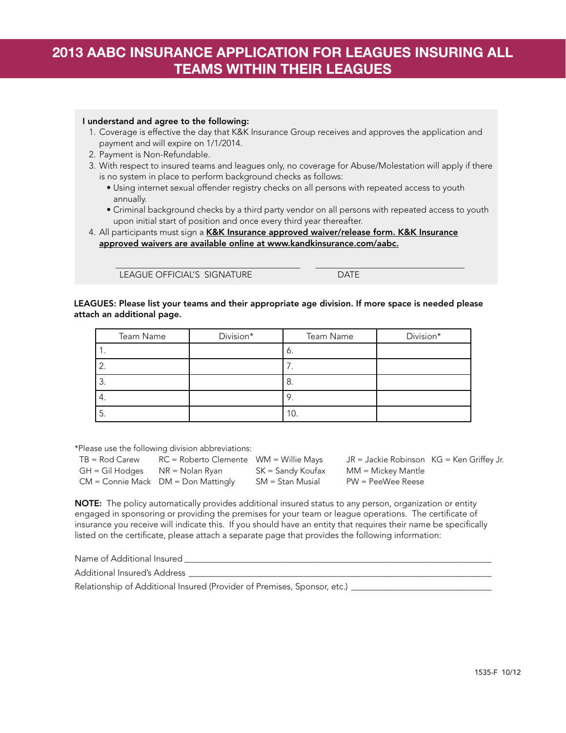# 2013 AABC INSURANCE APPLICATION FOR LEAGUES INSURING ALL TEAMS WITHIN THEIR LEAGUES

**I understand and agree to the following:**

1. Coverage is effective the day that K&K Insurance Group receives and approves the application and payment and will expire on 1/1/2014.
2. Payment is Non-Refundable.
3. With respect to insured teams and leagues only, no coverage for Abuse/Molestation will apply if there is no system in place to perform background checks as follows:
   - Using internet sexual offender registry checks on all persons with repeated access to youth annually.
   - Criminal background checks by a third party vendor on all persons with repeated access to youth upon initial start of position and once every third year thereafter.
4. All participants must sign a **K&K Insurance approved waiver/release form. K&K Insurance approved waivers are available online at www.kandkinsurance.com/aabc.**

\_\_\_\_\_\_\_\_\_\_\_\_\_\_\_\_\_\_\_\_\_\_\_\_\_\_\_\_\_\_ \_\_\_\_\_\_\_\_\_\_\_\_\_\_\_\_\_\_\_\_\_\_\_\_\_\_
LEAGUE OFFICIAL'S SIGNATURE DATE

**LEAGUES: Please list your teams and their appropriate age division. If more space is needed please attach an additional page.**

| Team Name | Division* | Team Name | Division* |
|---|---|---|---|
| 1. | | 6. | |
| 2. | | 7. | |
| 3. | | 8. | |
| 4. | | 9. | |
| 5. | | 10. | |

*Please use the following division abbreviations:

TB = Rod Carew
GH = Gil Hodges
CM = Connie Mack
RC = Roberto Clemente
NR = Nolan Ryan
DM = Don Mattingly
WM = Willie Mays
SK = Sandy Koufax
SM = Stan Musial
JR = Jackie Robinson
MM = Mickey Mantle
PW = PeeWee Reese
KG = Ken Griffey Jr.

**NOTE:** The policy automatically provides additional insured status to any person, organization or entity engaged in sponsoring or providing the premises for your team or league operations. The certificate of insurance you receive will indicate this. If you should have an entity that requires their name be specifically listed on the certificate, please attach a separate page that provides the following information:

Name of Additional Insured \_\_\_\_\_\_\_\_\_\_\_\_\_\_\_\_\_\_\_\_\_\_\_\_\_\_\_\_\_\_\_\_\_\_\_\_\_\_\_\_

Additional Insured's Address \_\_\_\_\_\_\_\_\_\_\_\_\_\_\_\_\_\_\_\_\_\_\_\_\_\_\_\_\_\_\_\_\_\_\_\_\_\_\_\_

Relationship of Additional Insured (Provider of Premises, Sponsor, etc.) \_\_\_\_\_\_\_\_\_\_\_\_\_\_\_\_\_\_\_\_

1535-F 10/12